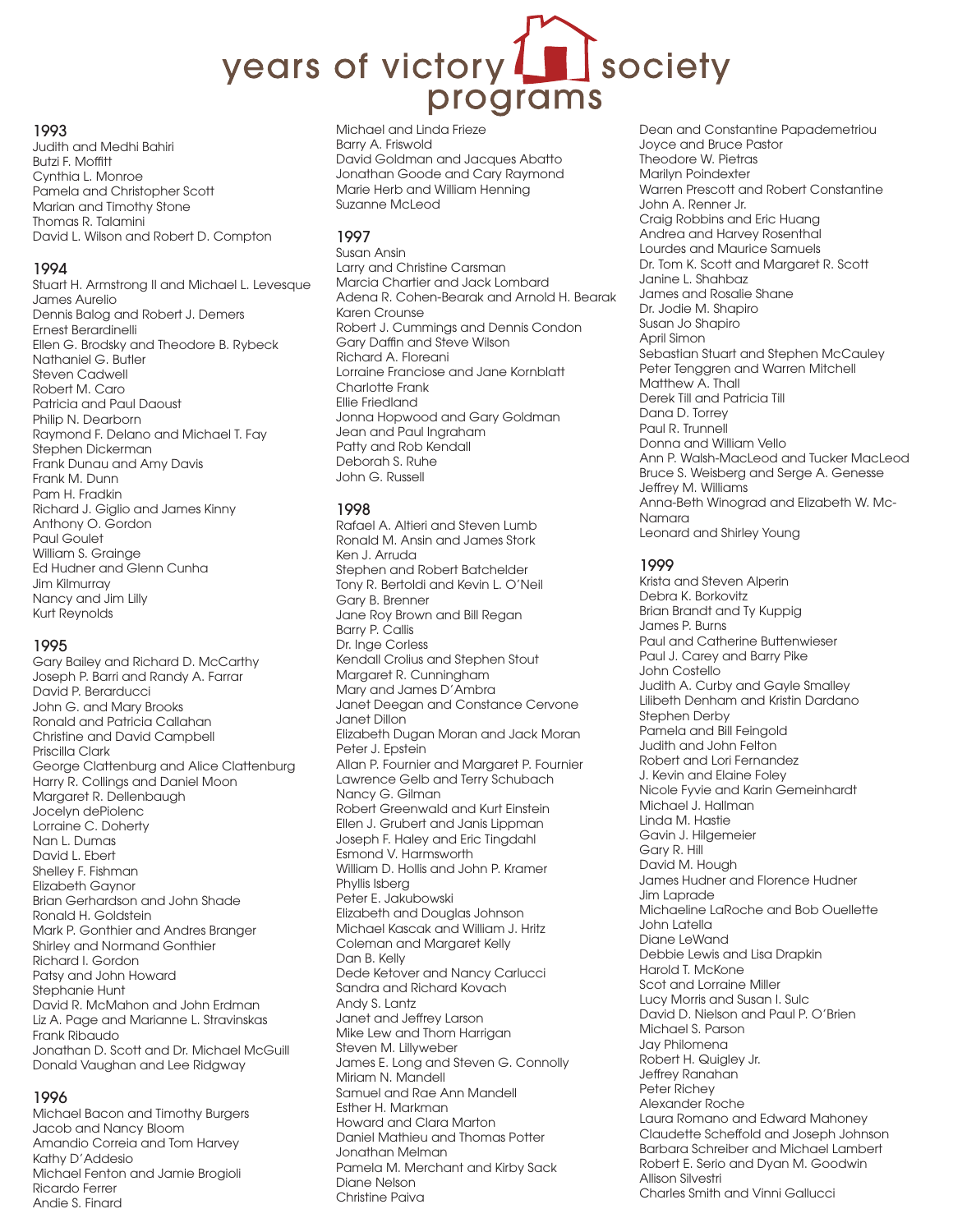# years of victory society programs

## 1993

Judith and Medhi Bahiri
Butzi F. Moffitt
Cynthia L. Monroe
Pamela and Christopher Scott
Marian and Timothy Stone
Thomas R. Talamini
David L. Wilson and Robert D. Compton

## 1994

Stuart H. Armstrong II and Michael L. Levesque
James Aurelio
Dennis Balog and Robert J. Demers
Ernest Berardinelli
Ellen G. Brodsky and Theodore B. Rybeck
Nathaniel G. Butler
Steven Cadwell
Robert M. Caro
Patricia and Paul Daoust
Philip N. Dearborn
Raymond F. Delano and Michael T. Fay
Stephen Dickerman
Frank Dunau and Amy Davis
Frank M. Dunn
Pam H. Fradkin
Richard J. Giglio and James Kinny
Anthony O. Gordon
Paul Goulet
William S. Grainge
Ed Hudner and Glenn Cunha
Jim Kilmurray
Nancy and Jim Lilly
Kurt Reynolds

## 1995

Gary Bailey and Richard D. McCarthy
Joseph P. Barri and Randy A. Farrar
David P. Berarducci
John G. and Mary Brooks
Ronald and Patricia Callahan
Christine and David Campbell
Priscilla Clark
George Clattenburg and Alice Clattenburg
Harry R. Collings and Daniel Moon
Margaret R. Dellenbaugh
Jocelyn dePiolenc
Lorraine C. Doherty
Nan L. Dumas
David L. Ebert
Shelley F. Fishman
Elizabeth Gaynor
Brian Gerhardson and John Shade
Ronald H. Goldstein
Mark P. Gonthier and Andres Branger
Shirley and Normand Gonthier
Richard I. Gordon
Patsy and John Howard
Stephanie Hunt
David R. McMahon and John Erdman
Liz A. Page and Marianne L. Stravinskas
Frank Ribaudo
Jonathan D. Scott and Dr. Michael McGuill
Donald Vaughan and Lee Ridgway

## 1996

Michael Bacon and Timothy Burgers
Jacob and Nancy Bloom
Amandio Correia and Tom Harvey
Kathy D'Addesio
Michael Fenton and Jamie Brogioli
Ricardo Ferrer
Andie S. Finard
Michael and Linda Frieze
Barry A. Friswold
David Goldman and Jacques Abatto
Jonathan Goode and Cary Raymond
Marie Herb and William Henning
Suzanne McLeod

## 1997

Susan Ansin
Larry and Christine Carsman
Marcia Chartier and Jack Lombard
Adena R. Cohen-Bearak and Arnold H. Bearak
Karen Crounse
Robert J. Cummings and Dennis Condon
Gary Daffin and Steve Wilson
Richard A. Floreani
Lorraine Franciose and Jane Kornblatt
Charlotte Frank
Ellie Friedland
Jonna Hopwood and Gary Goldman
Jean and Paul Ingraham
Patty and Rob Kendall
Deborah S. Ruhe
John G. Russell

## 1998

Rafael A. Altieri and Steven Lumb
Ronald M. Ansin and James Stork
Ken J. Arruda
Stephen and Robert Batchelder
Tony R. Bertoldi and Kevin L. O'Neil
Gary B. Brenner
Jane Roy Brown and Bill Regan
Barry P. Callis
Dr. Inge Corless
Kendall Crolius and Stephen Stout
Margaret R. Cunningham
Mary and James D'Ambra
Janet Deegan and Constance Cervone
Janet Dillon
Elizabeth Dugan Moran and Jack Moran
Peter J. Epstein
Allan P. Fournier and Margaret P. Fournier
Lawrence Gelb and Terry Schubach
Nancy G. Gilman
Robert Greenwald and Kurt Einstein
Ellen J. Grubert and Janis Lippman
Joseph F. Haley and Eric Tingdahl
Esmond V. Harmsworth
William D. Hollis and John P. Kramer
Phyllis Isberg
Peter E. Jakubowski
Elizabeth and Douglas Johnson
Michael Kascak and William J. Hritz
Coleman and Margaret Kelly
Dan B. Kelly
Dede Ketover and Nancy Carlucci
Sandra and Richard Kovach
Andy S. Lantz
Janet and Jeffrey Larson
Mike Lew and Thom Harrigan
Steven M. Lillyweber
James E. Long and Steven G. Connolly
Miriam N. Mandell
Samuel and Rae Ann Mandell
Esther H. Markman
Howard and Clara Marton
Daniel Mathieu and Thomas Potter
Jonathan Melman
Pamela M. Merchant and Kirby Sack
Diane Nelson
Christine Paiva
Dean and Constantine Papademetriou
Joyce and Bruce Pastor
Theodore W. Pietras
Marilyn Poindexter
Warren Prescott and Robert Constantine
John A. Renner Jr.
Craig Robbins and Eric Huang
Andrea and Harvey Rosenthal
Lourdes and Maurice Samuels
Dr. Tom K. Scott and Margaret R. Scott
Janine L. Shahbaz
James and Rosalie Shane
Dr. Jodie M. Shapiro
Susan Jo Shapiro
April Simon
Sebastian Stuart and Stephen McCauley
Peter Tenggren and Warren Mitchell
Matthew A. Thall
Derek Till and Patricia Till
Dana D. Torrey
Paul R. Trunnell
Donna and William Vello
Ann P. Walsh-MacLeod and Tucker MacLeod
Bruce S. Weisberg and Serge A. Genesse
Jeffrey M. Williams
Anna-Beth Winograd and Elizabeth W. McNamara
Leonard and Shirley Young

## 1999

Krista and Steven Alperin
Debra K. Borkovitz
Brian Brandt and Ty Kuppig
James P. Burns
Paul and Catherine Buttenwieser
Paul J. Carey and Barry Pike
John Costello
Judith A. Curby and Gayle Smalley
Lilibeth Denham and Kristin Dardano
Stephen Derby
Pamela and Bill Feingold
Judith and John Felton
Robert and Lori Fernandez
J. Kevin and Elaine Foley
Nicole Fyvie and Karin Gemeinhardt
Michael J. Hallman
Linda M. Hastie
Gavin J. Hilgemeier
Gary R. Hill
David M. Hough
James Hudner and Florence Hudner
Jim Laprade
Michaeline LaRoche and Bob Ouellette
John Latella
Diane LeWand
Debbie Lewis and Lisa Drapkin
Harold T. McKone
Scot and Lorraine Miller
Lucy Morris and Susan I. Sulc
David D. Nielson and Paul P. O'Brien
Michael S. Parson
Jay Philomena
Robert H. Quigley Jr.
Jeffrey Ranahan
Peter Richey
Alexander Roche
Laura Romano and Edward Mahoney
Claudette Scheffold and Joseph Johnson
Barbara Schreiber and Michael Lambert
Robert E. Serio and Dyan M. Goodwin
Allison Silvestri
Charles Smith and Vinni Gallucci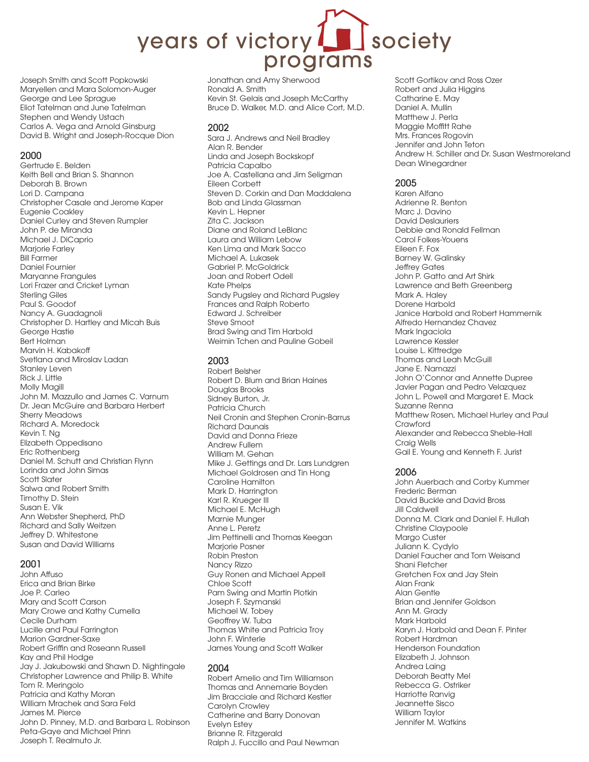# years of victory society programs

Joseph Smith and Scott Popkowski
Maryellen and Mara Solomon-Auger
George and Lee Sprague
Eliot Tatelman and June Tatelman
Stephen and Wendy Ustach
Carlos A. Vega and Arnold Ginsburg
David B. Wright and Joseph-Rocque Dion

## 2000

Gertrude E. Belden
Keith Bell and Brian S. Shannon
Deborah B. Brown
Lori D. Campana
Christopher Casale and Jerome Kaper
Eugenie Coakley
Daniel Curley and Steven Rumpler
John P. de Miranda
Michael J. DiCaprio
Marjorie Farley
Bill Farmer
Daniel Fournier
Maryanne Frangules
Lori Frazer and Cricket Lyman
Sterling Giles
Paul S. Goodof
Nancy A. Guadagnoli
Christopher D. Hartley and Micah Buis
George Hastie
Bert Holman
Marvin H. Kabakoff
Svetlana and Miroslav Ladan
Stanley Leven
Rick J. Little
Molly Magill
John M. Mazzullo and James C. Varnum
Dr. Jean McGuire and Barbara Herbert
Sherry Meadows
Richard A. Moredock
Kevin T. Ng
Elizabeth Oppedisano
Eric Rothenberg
Daniel M. Schutt and Christian Flynn
Lorinda and John Simas
Scott Slater
Salwa and Robert Smith
Timothy D. Stein
Susan E. Vik
Ann Webster Shepherd, PhD
Richard and Sally Weitzen
Jeffrey D. Whitestone
Susan and David Williams

## 2001

John Affuso
Erica and Brian Birke
Joe P. Carleo
Mary and Scott Carson
Mary Crowe and Kathy Cumella
Cecile Durham
Lucille and Paul Farrington
Marion Gardner-Saxe
Robert Griffin and Roseann Russell
Kay and Phil Hodge
Jay J. Jakubowski and Shawn D. Nightingale
Christopher Lawrence and Philip B. White
Tom R. Meringolo
Patricia and Kathy Moran
William Mrachek and Sara Feld
James M. Pierce
John D. Pinney, M.D. and Barbara L. Robinson
Peta-Gaye and Michael Prinn
Joseph T. Realmuto Jr.
Jonathan and Amy Sherwood
Ronald A. Smith
Kevin St. Gelais and Joseph McCarthy
Bruce D. Walker, M.D. and Alice Cort, M.D.

## 2002

Sara J. Andrews and Neil Bradley
Alan R. Bender
Linda and Joseph Bockskopf
Patricia Capalbo
Joe A. Castellana and Jim Seligman
Eileen Corbett
Steven D. Corkin and Dan Maddalena
Bob and Linda Glassman
Kevin L. Hepner
Zita C. Jackson
Diane and Roland LeBlanc
Laura and William Lebow
Ken Lima and Mark Sacco
Michael A. Lukasek
Gabriel P. McGoldrick
Joan and Robert Odell
Kate Phelps
Sandy Pugsley and Richard Pugsley
Frances and Ralph Roberto
Edward J. Schreiber
Steve Smoot
Brad Swing and Tim Harbold
Weimin Tchen and Pauline Gobeil

## 2003

Robert Belsher
Robert D. Blum and Brian Haines
Douglas Brooks
Sidney Burton, Jr.
Patricia Church
Neil Cronin and Stephen Cronin-Barrus
Richard Daunais
David and Donna Frieze
Andrew Fullem
William M. Gehan
Mike J. Gettings and Dr. Lars Lundgren
Michael Goldrosen and Tin Hong
Caroline Hamilton
Mark D. Harrington
Karl R. Krueger III
Michael E. McHugh
Marnie Munger
Anne L. Peretz
Jim Pettinelli and Thomas Keegan
Marjorie Posner
Robin Preston
Nancy Rizzo
Guy Ronen and Michael Appell
Chloe Scott
Pam Swing and Martin Plotkin
Joseph F. Szymanski
Michael W. Tobey
Geoffrey W. Tuba
Thomas White and Patricia Troy
John F. Winterle
James Young and Scott Walker

## 2004

Robert Amelio and Tim Williamson
Thomas and Annemarie Boyden
Jim Bracciale and Richard Kestler
Carolyn Crowley
Catherine and Barry Donovan
Evelyn Estey
Brianne R. Fitzgerald
Ralph J. Fuccillo and Paul Newman
Scott Gortikov and Ross Ozer
Robert and Julia Higgins
Catharine E. May
Daniel A. Mullin
Matthew J. Perla
Maggie Moffitt Rahe
Mrs. Frances Rogovin
Jennifer and John Teton
Andrew H. Schiller and Dr. Susan Westmoreland
Dean Winegardner

## 2005

Karen Alfano
Adrienne R. Benton
Marc J. Davino
David Deslauriers
Debbie and Ronald Fellman
Carol Folkes-Youens
Eileen F. Fox
Barney W. Galinsky
Jeffrey Gates
John P. Gatto and Art Shirk
Lawrence and Beth Greenberg
Mark A. Haley
Dorene Harbold
Janice Harbold and Robert Hammernik
Alfredo Hernandez Chavez
Mark Ingaciola
Lawrence Kessler
Louise L. Kittredge
Thomas and Leah McGuill
Jane E. Namazzi
John O'Connor and Annette Dupree
Javier Pagan and Pedro Velazquez
John L. Powell and Margaret E. Mack
Suzanne Renna
Matthew Rosen, Michael Hurley and Paul Crawford
Alexander and Rebecca Sheble-Hall
Craig Wells
Gail E. Young and Kenneth F. Jurist

## 2006

John Auerbach and Corby Kummer
Frederic Berman
David Buckle and David Bross
Jill Caldwell
Donna M. Clark and Daniel F. Hullah
Christine Claypoole
Margo Custer
Juliann K. Cydylo
Daniel Faucher and Tom Weisand
Shani Fletcher
Gretchen Fox and Jay Stein
Alan Frank
Alan Gentle
Brian and Jennifer Goldson
Ann M. Grady
Mark Harbold
Karyn J. Harbold and Dean F. Pinter
Robert Hardman
Henderson Foundation
Elizabeth J. Johnson
Andrea Laing
Deborah Beatty Mel
Rebecca G. Ostriker
Harriotte Ranvig
Jeannette Sisco
William Taylor
Jennifer M. Watkins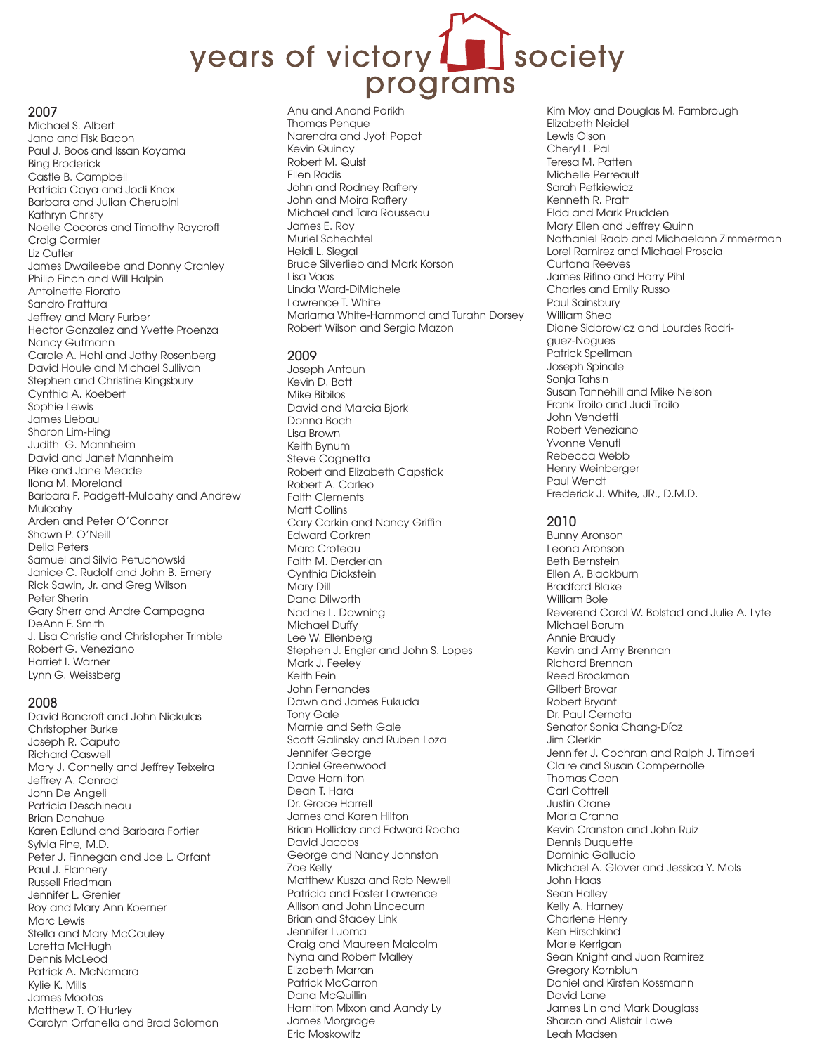# years of victory society programs

## 2007

Michael S. Albert
Jana and Fisk Bacon
Paul J. Boos and Issan Koyama
Bing Broderick
Castle B. Campbell
Patricia Caya and Jodi Knox
Barbara and Julian Cherubini
Kathryn Christy
Noelle Cocoros and Timothy Raycroft
Craig Cormier
Liz Cutler
James Dwaileebe and Donny Cranley
Philip Finch and Will Halpin
Antoinette Fiorato
Sandro Frattura
Jeffrey and Mary Furber
Hector Gonzalez and Yvette Proenza
Nancy Gutmann
Carole A. Hohl and Jothy Rosenberg
David Houle and Michael Sullivan
Stephen and Christine Kingsbury
Cynthia A. Koebert
Sophie Lewis
James Liebau
Sharon Lim-Hing
Judith G. Mannheim
David and Janet Mannheim
Pike and Jane Meade
Ilona M. Moreland
Barbara F. Padgett-Mulcahy and Andrew Mulcahy
Arden and Peter O'Connor
Shawn P. O'Neill
Delia Peters
Samuel and Silvia Petuchowski
Janice C. Rudolf and John B. Emery
Rick Sawin, Jr. and Greg Wilson
Peter Sherin
Gary Sherr and Andre Campagna
DeAnn F. Smith
J. Lisa Christie and Christopher Trimble
Robert G. Veneziano
Harriet I. Warner
Lynn G. Weissberg

## 2008

David Bancroft and John Nickulas
Christopher Burke
Joseph R. Caputo
Richard Caswell
Mary J. Connelly and Jeffrey Teixeira
Jeffrey A. Conrad
John De Angeli
Patricia Deschineau
Brian Donahue
Karen Edlund and Barbara Fortier
Sylvia Fine, M.D.
Peter J. Finnegan and Joe L. Orfant
Paul J. Flannery
Russell Friedman
Jennifer L. Grenier
Roy and Mary Ann Koerner
Marc Lewis
Stella and Mary McCauley
Loretta McHugh
Dennis McLeod
Patrick A. McNamara
Kylie K. Mills
James Mootos
Matthew T. O'Hurley
Carolyn Orfanella and Brad Solomon
Anu and Anand Parikh
Thomas Penque
Narendra and Jyoti Popat
Kevin Quincy
Robert M. Quist
Ellen Radis
John and Rodney Raftery
John and Moira Raftery
Michael and Tara Rousseau
James E. Roy
Muriel Schechtel
Heidi L. Siegal
Bruce Silverlieb and Mark Korson
Lisa Vaas
Linda Ward-DiMichele
Lawrence T. White
Mariama White-Hammond and Turahn Dorsey
Robert Wilson and Sergio Mazon

## 2009

Joseph Antoun
Kevin D. Batt
Mike Bibilos
David and Marcia Bjork
Donna Boch
Lisa Brown
Keith Bynum
Steve Cagnetta
Robert and Elizabeth Capstick
Robert A. Carleo
Faith Clements
Matt Collins
Cary Corkin and Nancy Griffin
Edward Corkren
Marc Croteau
Faith M. Derderian
Cynthia Dickstein
Mary Dill
Dana Dilworth
Nadine L. Downing
Michael Duffy
Lee W. Ellenberg
Stephen J. Engler and John S. Lopes
Mark J. Feeley
Keith Fein
John Fernandes
Dawn and James Fukuda
Tony Gale
Marnie and Seth Gale
Scott Galinsky and Ruben Loza
Jennifer George
Daniel Greenwood
Dave Hamilton
Dean T. Hara
Dr. Grace Harrell
James and Karen Hilton
Brian Holliday and Edward Rocha
David Jacobs
George and Nancy Johnston
Zoe Kelly
Matthew Kusza and Rob Newell
Patricia and Foster Lawrence
Allison and John Lincecum
Brian and Stacey Link
Jennifer Luoma
Craig and Maureen Malcolm
Nyna and Robert Malley
Elizabeth Marran
Patrick McCarron
Dana McQuillin
Hamilton Mixon and Aandy Ly
James Morgrage
Eric Moskowitz
Kim Moy and Douglas M. Fambrough
Elizabeth Neidel
Lewis Olson
Cheryl L. Pal
Teresa M. Patten
Michelle Perreault
Sarah Petkiewicz
Kenneth R. Pratt
Elda and Mark Prudden
Mary Ellen and Jeffrey Quinn
Nathaniel Raab and Michaelann Zimmerman
Lorel Ramirez and Michael Proscia
Curtana Reeves
James Rifino and Harry Pihl
Charles and Emily Russo
Paul Sainsbury
William Shea
Diane Sidorowicz and Lourdes Rodriguez-Nogues
Patrick Spellman
Joseph Spinale
Sonja Tahsin
Susan Tannehill and Mike Nelson
Frank Troilo and Judi Troilo
John Vendetti
Robert Veneziano
Yvonne Venuti
Rebecca Webb
Henry Weinberger
Paul Wendt
Frederick J. White, JR., D.M.D.

## 2010

Bunny Aronson
Leona Aronson
Beth Bernstein
Ellen A. Blackburn
Bradford Blake
William Bole
Reverend Carol W. Bolstad and Julie A. Lyte
Michael Borum
Annie Braudy
Kevin and Amy Brennan
Richard Brennan
Reed Brockman
Gilbert Brovar
Robert Bryant
Dr. Paul Cernota
Senator Sonia Chang-Díaz
Jim Clerkin
Jennifer J. Cochran and Ralph J. Timperi
Claire and Susan Compernolle
Thomas Coon
Carl Cottrell
Justin Crane
Maria Cranna
Kevin Cranston and John Ruiz
Dennis Duquette
Dominic Gallucio
Michael A. Glover and Jessica Y. Mols
John Haas
Sean Halley
Kelly A. Harney
Charlene Henry
Ken Hirschkind
Marie Kerrigan
Sean Knight and Juan Ramirez
Gregory Kornbluh
Daniel and Kirsten Kossmann
David Lane
James Lin and Mark Douglass
Sharon and Alistair Lowe
Leah Madsen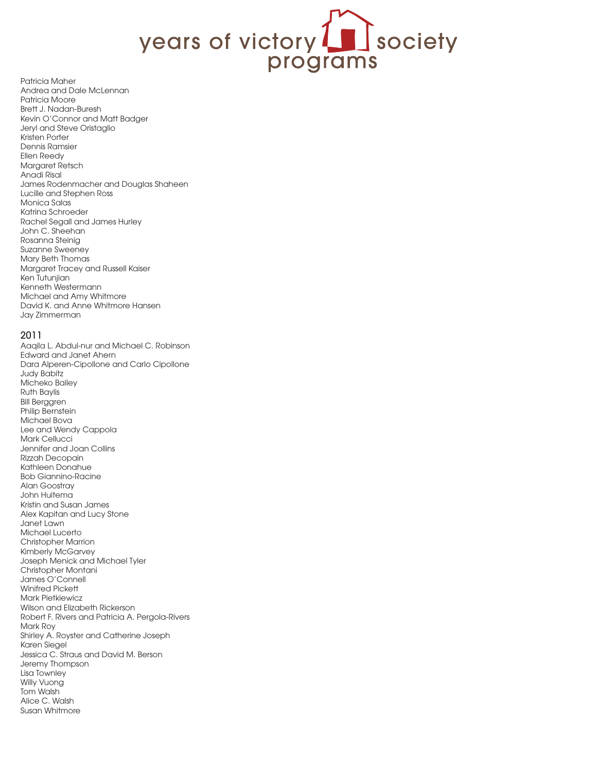# years of victory society programs

Patricia Maher
Andrea and Dale McLennan
Patricia Moore
Brett J. Nadan-Buresh
Kevin O'Connor and Matt Badger
Jeryl and Steve Oristaglio
Kristen Porter
Dennis Ramsier
Ellen Reedy
Margaret Retsch
Anadi Risal
James Rodenmacher and Douglas Shaheen
Lucille and Stephen Ross
Monica Salas
Katrina Schroeder
Rachel Segall and James Hurley
John C. Sheehan
Rosanna Steinig
Suzanne Sweeney
Mary Beth Thomas
Margaret Tracey and Russell Kaiser
Ken Tutunjian
Kenneth Westermann
Michael and Amy Whitmore
David K. and Anne Whitmore Hansen
Jay Zimmerman

## 2011

Aaqila L. Abdul-nur and Michael C. Robinson
Edward and Janet Ahern
Dara Alperen-Cipollone and Carlo Cipollone
Judy Babitz
Micheko Bailey
Ruth Baylis
Bill Berggren
Philip Bernstein
Michael Bova
Lee and Wendy Cappola
Mark Cellucci
Jennifer and Joan Collins
Rizzah Decopain
Kathleen Donahue
Bob Giannino-Racine
Alan Goostray
John Huitema
Kristin and Susan James
Alex Kapitan and Lucy Stone
Janet Lawn
Michael Lucerto
Christopher Marrion
Kimberly McGarvey
Joseph Menick and Michael Tyler
Christopher Montani
James O'Connell
Winifred Pickett
Mark Pietkiewicz
Wilson and Elizabeth Rickerson
Robert F. Rivers and Patricia A. Pergola-Rivers
Mark Roy
Shirley A. Royster and Catherine Joseph
Karen Siegel
Jessica C. Straus and David M. Berson
Jeremy Thompson
Lisa Townley
Willy Vuong
Tom Walsh
Alice C. Walsh
Susan Whitmore